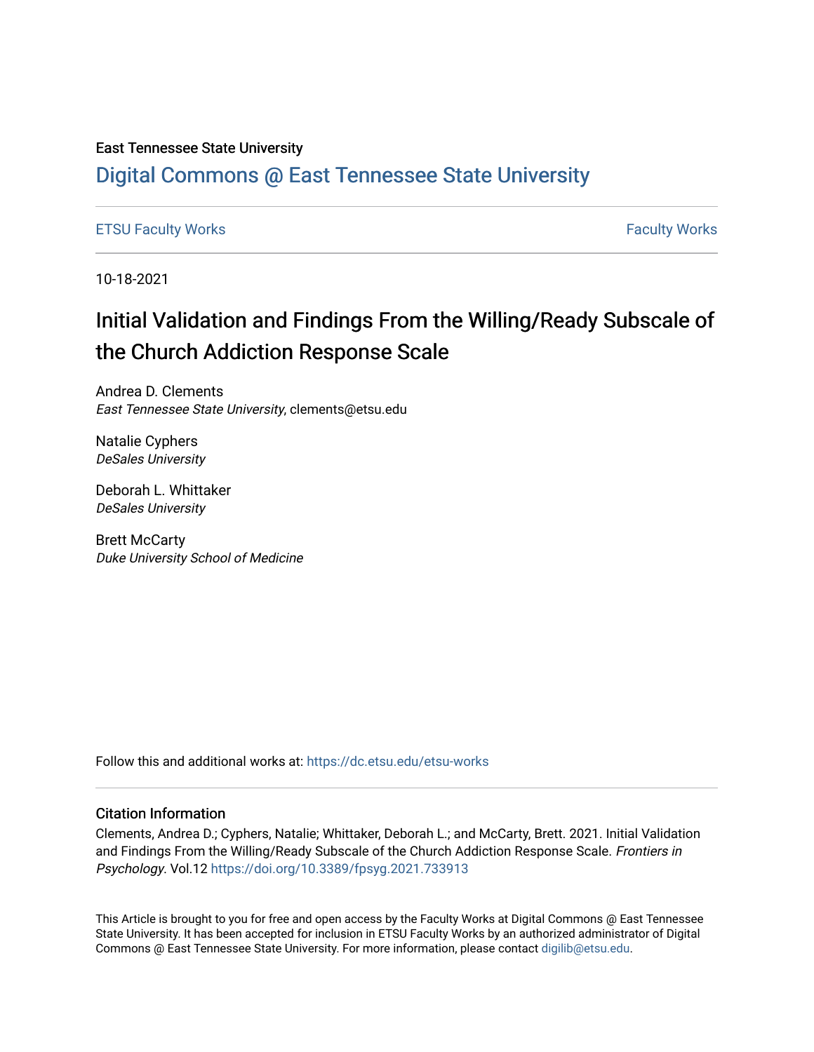East Tennessee State University

# Digital Commons @ East Tennessee State University

ETSU Faculty Works | Faculty Works

10-18-2021

# Initial Validation and Findings From the Willing/Ready Subscale of the Church Addiction Response Scale

Andrea D. Clements
*East Tennessee State University*, clements@etsu.edu

Natalie Cyphers
*DeSales University*

Deborah L. Whittaker
*DeSales University*

Brett McCarty
*Duke University School of Medicine*

Follow this and additional works at: https://dc.etsu.edu/etsu-works

## Citation Information

Clements, Andrea D.; Cyphers, Natalie; Whittaker, Deborah L.; and McCarty, Brett. 2021. Initial Validation and Findings From the Willing/Ready Subscale of the Church Addiction Response Scale. *Frontiers in Psychology*. Vol.12 https://doi.org/10.3389/fpsyg.2021.733913

This Article is brought to you for free and open access by the Faculty Works at Digital Commons @ East Tennessee State University. It has been accepted for inclusion in ETSU Faculty Works by an authorized administrator of Digital Commons @ East Tennessee State University. For more information, please contact digilib@etsu.edu.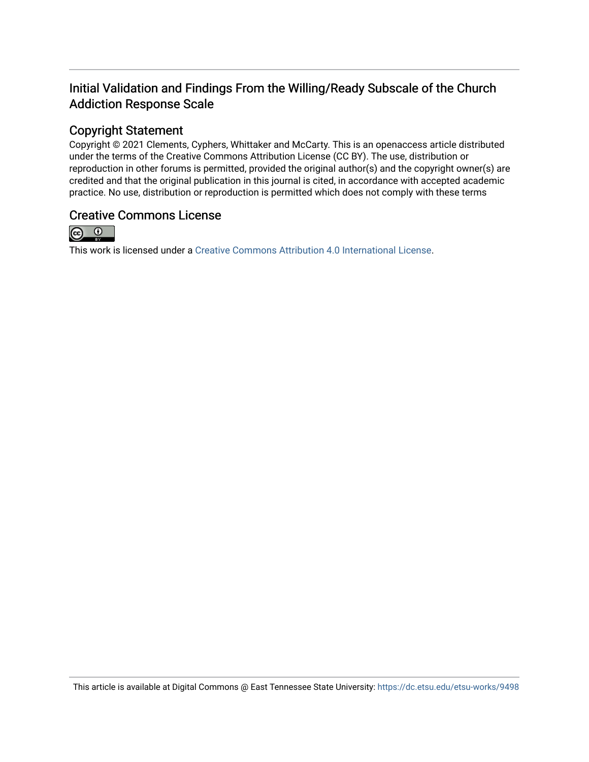# Initial Validation and Findings From the Willing/Ready Subscale of the Church Addiction Response Scale

## Copyright Statement

Copyright © 2021 Clements, Cyphers, Whittaker and McCarty. This is an openaccess article distributed under the terms of the Creative Commons Attribution License (CC BY). The use, distribution or reproduction in other forums is permitted, provided the original author(s) and the copyright owner(s) are credited and that the original publication in this journal is cited, in accordance with accepted academic practice. No use, distribution or reproduction is permitted which does not comply with these terms

## Creative Commons License

This work is licensed under a Creative Commons Attribution 4.0 International License.

This article is available at Digital Commons @ East Tennessee State University: https://dc.etsu.edu/etsu-works/9498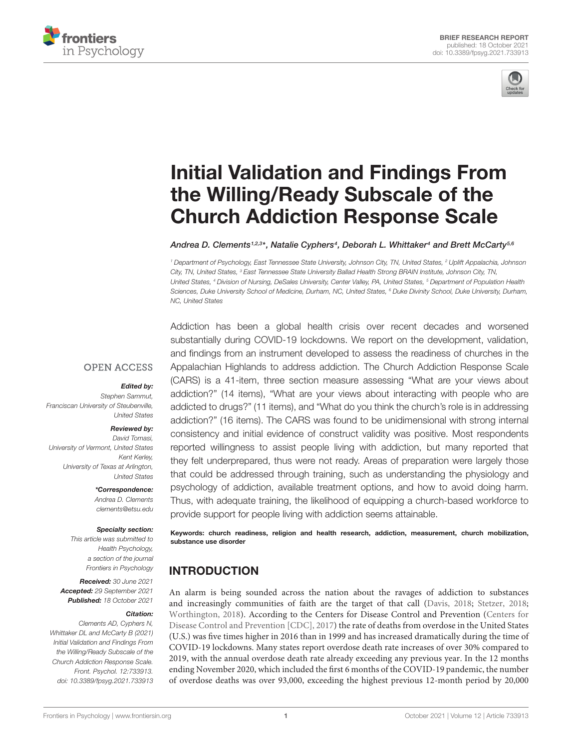# Initial Validation and Findings From the Willing/Ready Subscale of the Church Addiction Response Scale

*Andrea D. Clements[1,2,3]\*, Natalie Cyphers[4], Deborah L. Whittaker[4] and Brett McCarty[5,6]*

[1] Department of Psychology, East Tennessee State University, Johnson City, TN, United States, [2] Uplift Appalachia, Johnson City, TN, United States, [3] East Tennessee State University Ballad Health Strong BRAIN Institute, Johnson City, TN, United States, [4] Division of Nursing, DeSales University, Center Valley, PA, United States, [5] Department of Population Health Sciences, Duke University School of Medicine, Durham, NC, United States, [6] Duke Divinity School, Duke University, Durham, NC, United States

**OPEN ACCESS**

***Edited by:***
Stephen Sammut,
Franciscan University of Steubenville,
United States

***Reviewed by:***
David Tomasi,
University of Vermont, United States
Kent Kerley,
University of Texas at Arlington,
United States

***\*Correspondence:***
Andrea D. Clements
clements@etsu.edu

***Specialty section:***
This article was submitted to
Health Psychology,
a section of the journal
Frontiers in Psychology

***Received:*** 30 June 2021
***Accepted:*** 29 September 2021
***Published:*** 18 October 2021

***Citation:***
Clements AD, Cyphers N,
Whittaker DL and McCarty B (2021)
Initial Validation and Findings From
the Willing/Ready Subscale of the
Church Addiction Response Scale.
Front. Psychol. 12:733913.
doi: 10.3389/fpsyg.2021.733913

Addiction has been a global health crisis over recent decades and worsened substantially during COVID-19 lockdowns. We report on the development, validation, and findings from an instrument developed to assess the readiness of churches in the Appalachian Highlands to address addiction. The Church Addiction Response Scale (CARS) is a 41-item, three section measure assessing "What are your views about addiction?" (14 items), "What are your views about interacting with people who are addicted to drugs?" (11 items), and "What do you think the church's role is in addressing addiction?" (16 items). The CARS was found to be unidimensional with strong internal consistency and initial evidence of construct validity was positive. Most respondents reported willingness to assist people living with addiction, but many reported that they felt underprepared, thus were not ready. Areas of preparation were largely those that could be addressed through training, such as understanding the physiology and psychology of addiction, available treatment options, and how to avoid doing harm. Thus, with adequate training, the likelihood of equipping a church-based workforce to provide support for people living with addiction seems attainable.

**Keywords: church readiness, religion and health research, addiction, measurement, church mobilization, substance use disorder**

## INTRODUCTION

An alarm is being sounded across the nation about the ravages of addiction to substances and increasingly communities of faith are the target of that call (Davis, 2018; Stetzer, 2018; Worthington, 2018). According to the Centers for Disease Control and Prevention (Centers for Disease Control and Prevention [CDC], 2017) the rate of deaths from overdose in the United States (U.S.) was five times higher in 2016 than in 1999 and has increased dramatically during the time of COVID-19 lockdowns. Many states report overdose death rate increases of over 30% compared to 2019, with the annual overdose death rate already exceeding any previous year. In the 12 months ending November 2020, which included the first 6 months of the COVID-19 pandemic, the number of overdose deaths was over 93,000, exceeding the highest previous 12-month period by 20,000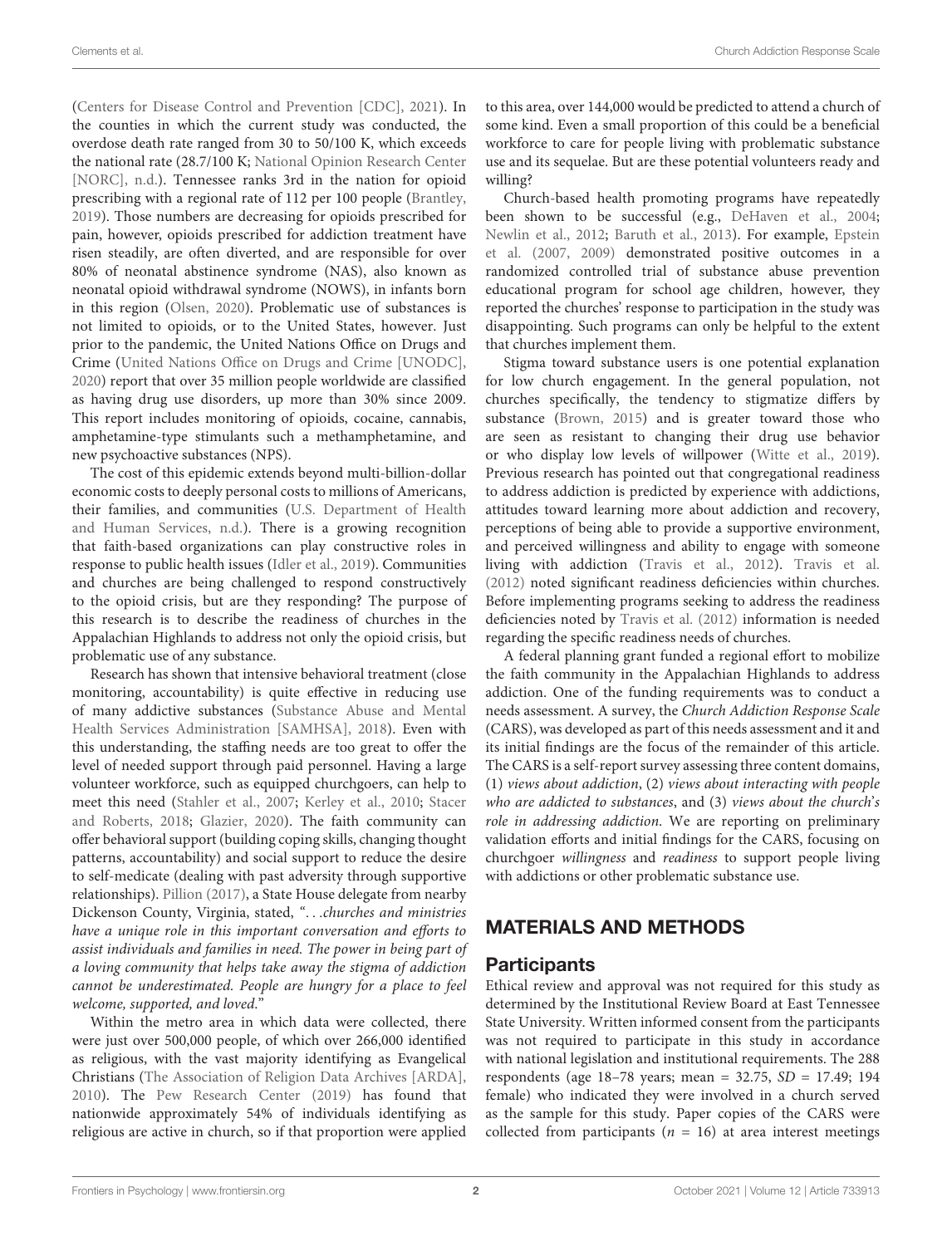(Centers for Disease Control and Prevention [CDC], 2021). In the counties in which the current study was conducted, the overdose death rate ranged from 30 to 50/100 K, which exceeds the national rate (28.7/100 K; National Opinion Research Center [NORC], n.d.). Tennessee ranks 3rd in the nation for opioid prescribing with a regional rate of 112 per 100 people (Brantley, 2019). Those numbers are decreasing for opioids prescribed for pain, however, opioids prescribed for addiction treatment have risen steadily, are often diverted, and are responsible for over 80% of neonatal abstinence syndrome (NAS), also known as neonatal opioid withdrawal syndrome (NOWS), in infants born in this region (Olsen, 2020). Problematic use of substances is not limited to opioids, or to the United States, however. Just prior to the pandemic, the United Nations Office on Drugs and Crime (United Nations Office on Drugs and Crime [UNODC], 2020) report that over 35 million people worldwide are classified as having drug use disorders, up more than 30% since 2009. This report includes monitoring of opioids, cocaine, cannabis, amphetamine-type stimulants such a methamphetamine, and new psychoactive substances (NPS).

The cost of this epidemic extends beyond multi-billion-dollar economic costs to deeply personal costs to millions of Americans, their families, and communities (U.S. Department of Health and Human Services, n.d.). There is a growing recognition that faith-based organizations can play constructive roles in response to public health issues (Idler et al., 2019). Communities and churches are being challenged to respond constructively to the opioid crisis, but are they responding? The purpose of this research is to describe the readiness of churches in the Appalachian Highlands to address not only the opioid crisis, but problematic use of any substance.

Research has shown that intensive behavioral treatment (close monitoring, accountability) is quite effective in reducing use of many addictive substances (Substance Abuse and Mental Health Services Administration [SAMHSA], 2018). Even with this understanding, the staffing needs are too great to offer the level of needed support through paid personnel. Having a large volunteer workforce, such as equipped churchgoers, can help to meet this need (Stahler et al., 2007; Kerley et al., 2010; Stacer and Roberts, 2018; Glazier, 2020). The faith community can offer behavioral support (building coping skills, changing thought patterns, accountability) and social support to reduce the desire to self-medicate (dealing with past adversity through supportive relationships). Pillion (2017), a State House delegate from nearby Dickenson County, Virginia, stated, *"...churches and ministries have a unique role in this important conversation and efforts to assist individuals and families in need. The power in being part of a loving community that helps take away the stigma of addiction cannot be underestimated. People are hungry for a place to feel welcome, supported, and loved."*

Within the metro area in which data were collected, there were just over 500,000 people, of which over 266,000 identified as religious, with the vast majority identifying as Evangelical Christians (The Association of Religion Data Archives [ARDA], 2010). The Pew Research Center (2019) has found that nationwide approximately 54% of individuals identifying as religious are active in church, so if that proportion were applied to this area, over 144,000 would be predicted to attend a church of some kind. Even a small proportion of this could be a beneficial workforce to care for people living with problematic substance use and its sequelae. But are these potential volunteers ready and willing?

Church-based health promoting programs have repeatedly been shown to be successful (e.g., DeHaven et al., 2004; Newlin et al., 2012; Baruth et al., 2013). For example, Epstein et al. (2007, 2009) demonstrated positive outcomes in a randomized controlled trial of substance abuse prevention educational program for school age children, however, they reported the churches' response to participation in the study was disappointing. Such programs can only be helpful to the extent that churches implement them.

Stigma toward substance users is one potential explanation for low church engagement. In the general population, not churches specifically, the tendency to stigmatize differs by substance (Brown, 2015) and is greater toward those who are seen as resistant to changing their drug use behavior or who display low levels of willpower (Witte et al., 2019). Previous research has pointed out that congregational readiness to address addiction is predicted by experience with addictions, attitudes toward learning more about addiction and recovery, perceptions of being able to provide a supportive environment, and perceived willingness and ability to engage with someone living with addiction (Travis et al., 2012). Travis et al. (2012) noted significant readiness deficiencies within churches. Before implementing programs seeking to address the readiness deficiencies noted by Travis et al. (2012) information is needed regarding the specific readiness needs of churches.

A federal planning grant funded a regional effort to mobilize the faith community in the Appalachian Highlands to address addiction. One of the funding requirements was to conduct a needs assessment. A survey, the *Church Addiction Response Scale* (CARS), was developed as part of this needs assessment and it and its initial findings are the focus of the remainder of this article. The CARS is a self-report survey assessing three content domains, (1) *views about addiction*, (2) *views about interacting with people who are addicted to substances*, and (3) *views about the church's role in addressing addiction*. We are reporting on preliminary validation efforts and initial findings for the CARS, focusing on churchgoer *willingness* and *readiness* to support people living with addictions or other problematic substance use.

## MATERIALS AND METHODS

### Participants

Ethical review and approval was not required for this study as determined by the Institutional Review Board at East Tennessee State University. Written informed consent from the participants was not required to participate in this study in accordance with national legislation and institutional requirements. The 288 respondents (age 18–78 years; mean = 32.75, *SD* = 17.49; 194 female) who indicated they were involved in a church served as the sample for this study. Paper copies of the CARS were collected from participants ($n$ = 16) at area interest meetings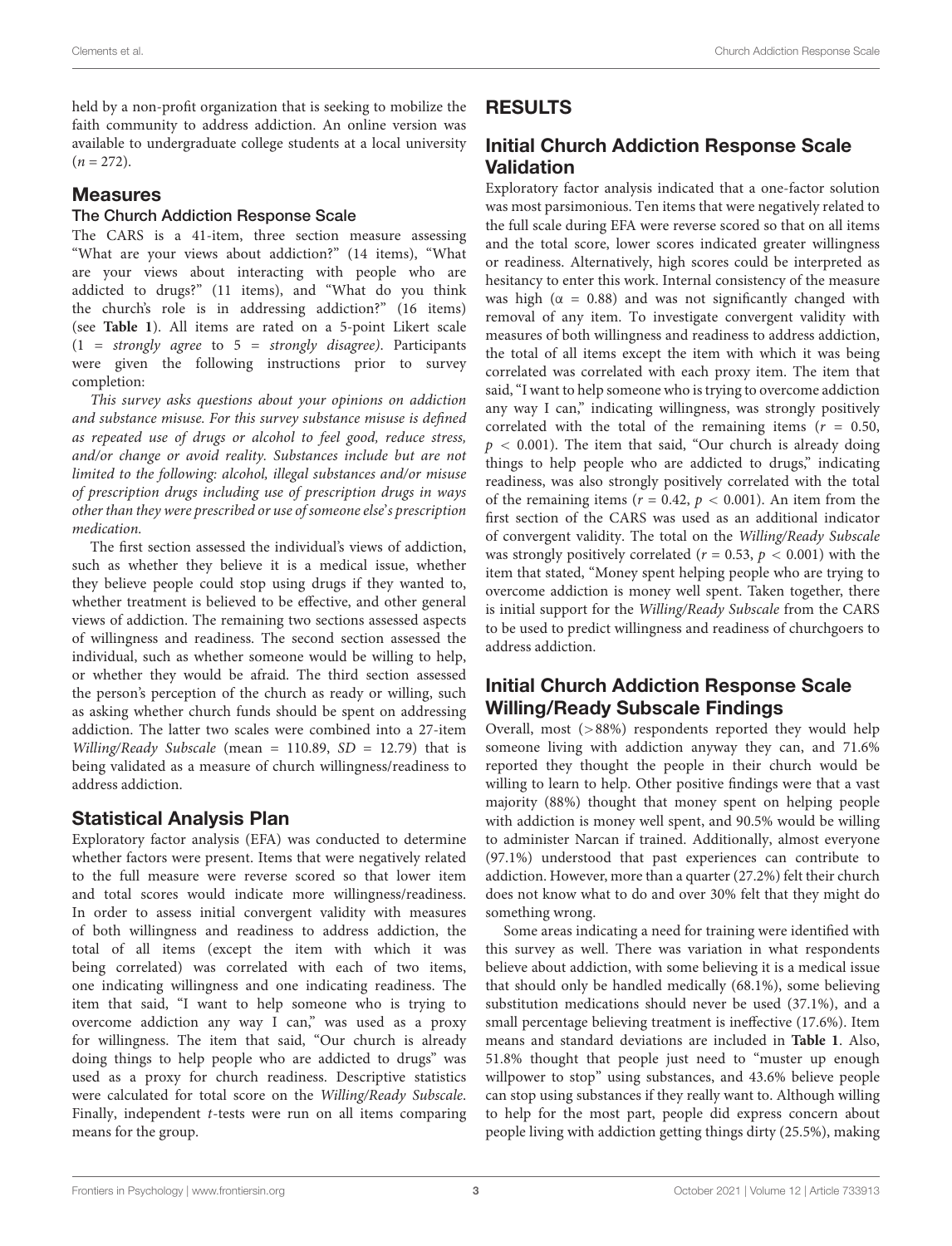held by a non-profit organization that is seeking to mobilize the faith community to address addiction. An online version was available to undergraduate college students at a local university ($n = 272$).

## Measures

### The Church Addiction Response Scale

The CARS is a 41-item, three section measure assessing "What are your views about addiction?" (14 items), "What are your views about interacting with people who are addicted to drugs?" (11 items), and "What do you think the church's role is in addressing addiction?" (16 items) (see **Table 1**). All items are rated on a 5-point Likert scale (1 = *strongly agree* to 5 = *strongly disagree*). Participants were given the following instructions prior to survey completion:

*This survey asks questions about your opinions on addiction and substance misuse. For this survey substance misuse is defined as repeated use of drugs or alcohol to feel good, reduce stress, and/or change or avoid reality. Substances include but are not limited to the following: alcohol, illegal substances and/or misuse of prescription drugs including use of prescription drugs in ways other than they were prescribed or use of someone else's prescription medication.*

The first section assessed the individual's views of addiction, such as whether they believe it is a medical issue, whether they believe people could stop using drugs if they wanted to, whether treatment is believed to be effective, and other general views of addiction. The remaining two sections assessed aspects of willingness and readiness. The second section assessed the individual, such as whether someone would be willing to help, or whether they would be afraid. The third section assessed the person's perception of the church as ready or willing, such as asking whether church funds should be spent on addressing addiction. The latter two scales were combined into a 27-item *Willing/Ready Subscale* (mean = 110.89, *SD* = 12.79) that is being validated as a measure of church willingness/readiness to address addiction.

## Statistical Analysis Plan

Exploratory factor analysis (EFA) was conducted to determine whether factors were present. Items that were negatively related to the full measure were reverse scored so that lower item and total scores would indicate more willingness/readiness. In order to assess initial convergent validity with measures of both willingness and readiness to address addiction, the total of all items (except the item with which it was being correlated) was correlated with each of two items, one indicating willingness and one indicating readiness. The item that said, "I want to help someone who is trying to overcome addiction any way I can," was used as a proxy for willingness. The item that said, "Our church is already doing things to help people who are addicted to drugs" was used as a proxy for church readiness. Descriptive statistics were calculated for total score on the *Willing/Ready Subscale*. Finally, independent *t*-tests were run on all items comparing means for the group.

# RESULTS

## Initial Church Addiction Response Scale Validation

Exploratory factor analysis indicated that a one-factor solution was most parsimonious. Ten items that were negatively related to the full scale during EFA were reverse scored so that on all items and the total score, lower scores indicated greater willingness or readiness. Alternatively, high scores could be interpreted as hesitancy to enter this work. Internal consistency of the measure was high ($\alpha = 0.88$) and was not significantly changed with removal of any item. To investigate convergent validity with measures of both willingness and readiness to address addiction, the total of all items except the item with which it was being correlated was correlated with each proxy item. The item that said, "I want to help someone who is trying to overcome addiction any way I can," indicating willingness, was strongly positively correlated with the total of the remaining items ($r = 0.50$, $p < 0.001$). The item that said, "Our church is already doing things to help people who are addicted to drugs," indicating readiness, was also strongly positively correlated with the total of the remaining items ($r = 0.42$, $p < 0.001$). An item from the first section of the CARS was used as an additional indicator of convergent validity. The total on the *Willing/Ready Subscale* was strongly positively correlated ($r = 0.53$, $p < 0.001$) with the item that stated, "Money spent helping people who are trying to overcome addiction is money well spent. Taken together, there is initial support for the *Willing/Ready Subscale* from the CARS to be used to predict willingness and readiness of churchgoers to address addiction.

## Initial Church Addiction Response Scale Willing/Ready Subscale Findings

Overall, most (>88%) respondents reported they would help someone living with addiction anyway they can, and 71.6% reported they thought the people in their church would be willing to learn to help. Other positive findings were that a vast majority (88%) thought that money spent on helping people with addiction is money well spent, and 90.5% would be willing to administer Narcan if trained. Additionally, almost everyone (97.1%) understood that past experiences can contribute to addiction. However, more than a quarter (27.2%) felt their church does not know what to do and over 30% felt that they might do something wrong.

Some areas indicating a need for training were identified with this survey as well. There was variation in what respondents believe about addiction, with some believing it is a medical issue that should only be handled medically (68.1%), some believing substitution medications should never be used (37.1%), and a small percentage believing treatment is ineffective (17.6%). Item means and standard deviations are included in **Table 1**. Also, 51.8% thought that people just need to "muster up enough willpower to stop" using substances, and 43.6% believe people can stop using substances if they really want to. Although willing to help for the most part, people did express concern about people living with addiction getting things dirty (25.5%), making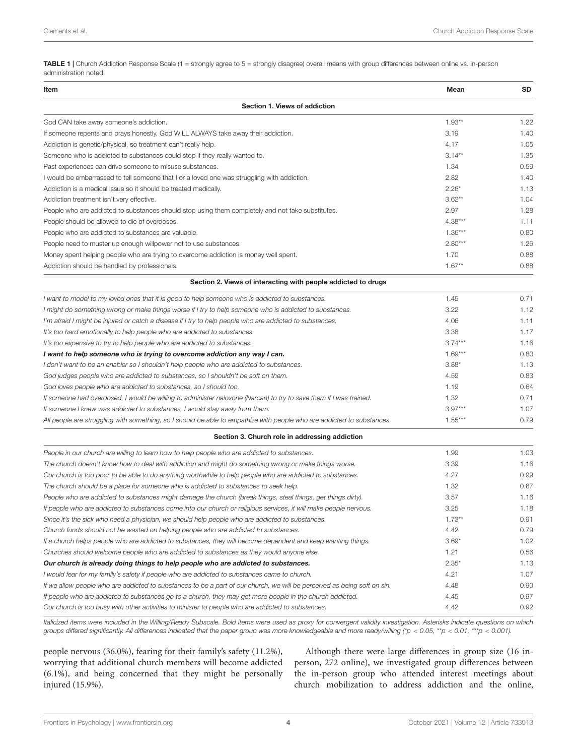**TABLE 1 |** Church Addiction Response Scale (1 = strongly agree to 5 = strongly disagree) overall means with group differences between online vs. in-person administration noted.

| Item | Mean | SD |
|---|---|---|
| **Section 1. Views of addiction** | | |
| God CAN take away someone's addiction. | 1.93** | 1.22 |
| If someone repents and prays honestly, God WILL ALWAYS take away their addiction. | 3.19 | 1.40 |
| Addiction is genetic/physical, so treatment can't really help. | 4.17 | 1.05 |
| Someone who is addicted to substances could stop if they really wanted to. | 3.14** | 1.35 |
| Past experiences can drive someone to misuse substances. | 1.34 | 0.59 |
| I would be embarrassed to tell someone that I or a loved one was struggling with addiction. | 2.82 | 1.40 |
| Addiction is a medical issue so it should be treated medically. | 2.26* | 1.13 |
| Addiction treatment isn't very effective. | 3.62** | 1.04 |
| People who are addicted to substances should stop using them completely and not take substitutes. | 2.97 | 1.28 |
| People should be allowed to die of overdoses. | 4.38*** | 1.11 |
| People who are addicted to substances are valuable. | 1.36*** | 0.80 |
| People need to muster up enough willpower not to use substances. | 2.80*** | 1.26 |
| Money spent helping people who are trying to overcome addiction is money well spent. | 1.70 | 0.88 |
| Addiction should be handled by professionals. | 1.67** | 0.88 |
| **Section 2. Views of interacting with people addicted to drugs** | | |
| *I want to model to my loved ones that it is good to help someone who is addicted to substances.* | 1.45 | 0.71 |
| *I might do something wrong or make things worse if I try to help someone who is addicted to substances.* | 3.22 | 1.12 |
| *I'm afraid I might be injured or catch a disease if I try to help people who are addicted to substances.* | 4.06 | 1.11 |
| *It's too hard emotionally to help people who are addicted to substances.* | 3.38 | 1.17 |
| *It's too expensive to try to help people who are addicted to substances.* | 3.74*** | 1.16 |
| ***I want to help someone who is trying to overcome addiction any way I can.*** | 1.69*** | 0.80 |
| *I don't want to be an enabler so I shouldn't help people who are addicted to substances.* | 3.88* | 1.13 |
| *God judges people who are addicted to substances, so I shouldn't be soft on them.* | 4.59 | 0.83 |
| *God loves people who are addicted to substances, so I should too.* | 1.19 | 0.64 |
| *If someone had overdosed, I would be willing to administer naloxone (Narcan) to try to save them if I was trained.* | 1.32 | 0.71 |
| *If someone I knew was addicted to substances, I would stay away from them.* | 3.97*** | 1.07 |
| *All people are struggling with something, so I should be able to empathize with people who are addicted to substances.* | 1.55*** | 0.79 |
| **Section 3. Church role in addressing addiction** | | |
| *People in our church are willing to learn how to help people who are addicted to substances.* | 1.99 | 1.03 |
| *The church doesn't know how to deal with addiction and might do something wrong or make things worse.* | 3.39 | 1.16 |
| *Our church is too poor to be able to do anything worthwhile to help people who are addicted to substances.* | 4.27 | 0.99 |
| *The church should be a place for someone who is addicted to substances to seek help.* | 1.32 | 0.67 |
| *People who are addicted to substances might damage the church (break things, steal things, get things dirty).* | 3.57 | 1.16 |
| *If people who are addicted to substances come into our church or religious services, it will make people nervous.* | 3.25 | 1.18 |
| *Since it's the sick who need a physician, we should help people who are addicted to substances.* | 1.73** | 0.91 |
| *Church funds should not be wasted on helping people who are addicted to substances.* | 4.42 | 0.79 |
| *If a church helps people who are addicted to substances, they will become dependent and keep wanting things.* | 3.69* | 1.02 |
| *Churches should welcome people who are addicted to substances as they would anyone else.* | 1.21 | 0.56 |
| ***Our church is already doing things to help people who are addicted to substances.*** | 2.35* | 1.13 |
| *I would fear for my family's safety if people who are addicted to substances came to church.* | 4.21 | 1.07 |
| *If we allow people who are addicted to substances to be a part of our church, we will be perceived as being soft on sin.* | 4.48 | 0.90 |
| *If people who are addicted to substances go to a church, they may get more people in the church addicted.* | 4.45 | 0.97 |
| *Our church is too busy with other activities to minister to people who are addicted to substances.* | 4.42 | 0.92 |

*Italicized items were included in the Willing/Ready Subscale. Bold items were used as proxy for convergent validity investigation. Asterisks indicate questions on which groups differed significantly. All differences indicated that the paper group was more knowledgeable and more ready/willing (\*$p < 0.05$, \*\*$p < 0.01$, \*\*\*$p < 0.001$).*

people nervous (36.0%), fearing for their family's safety (11.2%), worrying that additional church members will become addicted (6.1%), and being concerned that they might be personally injured (15.9%).

Although there were large differences in group size (16 in-person, 272 online), we investigated group differences between the in-person group who attended interest meetings about church mobilization to address addiction and the online,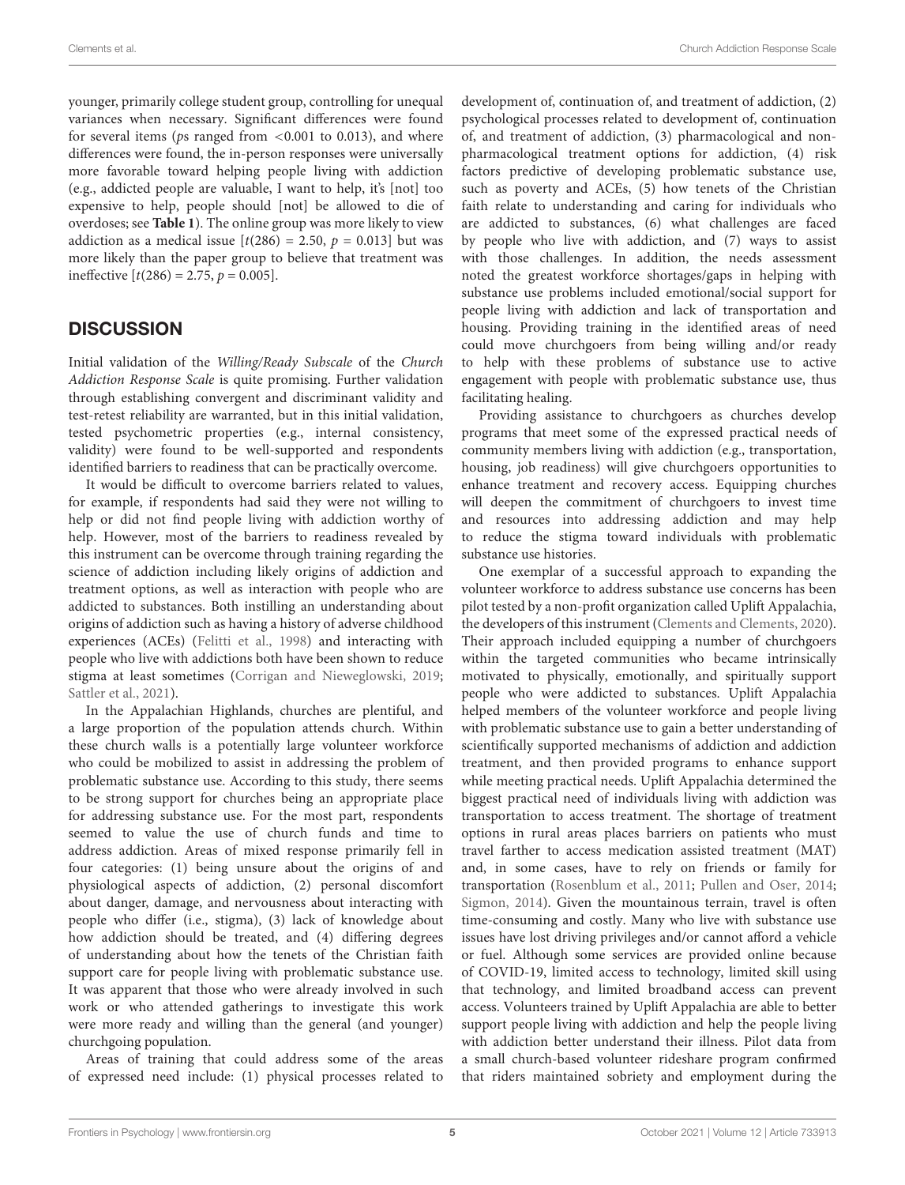younger, primarily college student group, controlling for unequal variances when necessary. Significant differences were found for several items ($p$s ranged from $<0.001$ to 0.013), and where differences were found, the in-person responses were universally more favorable toward helping people living with addiction (e.g., addicted people are valuable, I want to help, it's [not] too expensive to help, people should [not] be allowed to die of overdoses; see **Table 1**). The online group was more likely to view addiction as a medical issue [$t(286) = 2.50$, $p = 0.013$] but was more likely than the paper group to believe that treatment was ineffective [$t(286) = 2.75$, $p = 0.005$].

## DISCUSSION

Initial validation of the *Willing/Ready Subscale* of the *Church Addiction Response Scale* is quite promising. Further validation through establishing convergent and discriminant validity and test-retest reliability are warranted, but in this initial validation, tested psychometric properties (e.g., internal consistency, validity) were found to be well-supported and respondents identified barriers to readiness that can be practically overcome.

It would be difficult to overcome barriers related to values, for example, if respondents had said they were not willing to help or did not find people living with addiction worthy of help. However, most of the barriers to readiness revealed by this instrument can be overcome through training regarding the science of addiction including likely origins of addiction and treatment options, as well as interaction with people who are addicted to substances. Both instilling an understanding about origins of addiction such as having a history of adverse childhood experiences (ACEs) (Felitti et al., 1998) and interacting with people who live with addictions both have been shown to reduce stigma at least sometimes (Corrigan and Nieweglowski, 2019; Sattler et al., 2021).

In the Appalachian Highlands, churches are plentiful, and a large proportion of the population attends church. Within these church walls is a potentially large volunteer workforce who could be mobilized to assist in addressing the problem of problematic substance use. According to this study, there seems to be strong support for churches being an appropriate place for addressing substance use. For the most part, respondents seemed to value the use of church funds and time to address addiction. Areas of mixed response primarily fell in four categories: (1) being unsure about the origins of and physiological aspects of addiction, (2) personal discomfort about danger, damage, and nervousness about interacting with people who differ (i.e., stigma), (3) lack of knowledge about how addiction should be treated, and (4) differing degrees of understanding about how the tenets of the Christian faith support care for people living with problematic substance use. It was apparent that those who were already involved in such work or who attended gatherings to investigate this work were more ready and willing than the general (and younger) churchgoing population.

Areas of training that could address some of the areas of expressed need include: (1) physical processes related to development of, continuation of, and treatment of addiction, (2) psychological processes related to development of, continuation of, and treatment of addiction, (3) pharmacological and non-pharmacological treatment options for addiction, (4) risk factors predictive of developing problematic substance use, such as poverty and ACEs, (5) how tenets of the Christian faith relate to understanding and caring for individuals who are addicted to substances, (6) what challenges are faced by people who live with addiction, and (7) ways to assist with those challenges. In addition, the needs assessment noted the greatest workforce shortages/gaps in helping with substance use problems included emotional/social support for people living with addiction and lack of transportation and housing. Providing training in the identified areas of need could move churchgoers from being willing and/or ready to help with these problems of substance use to active engagement with people with problematic substance use, thus facilitating healing.

Providing assistance to churchgoers as churches develop programs that meet some of the expressed practical needs of community members living with addiction (e.g., transportation, housing, job readiness) will give churchgoers opportunities to enhance treatment and recovery access. Equipping churches will deepen the commitment of churchgoers to invest time and resources into addressing addiction and may help to reduce the stigma toward individuals with problematic substance use histories.

One exemplar of a successful approach to expanding the volunteer workforce to address substance use concerns has been pilot tested by a non-profit organization called Uplift Appalachia, the developers of this instrument (Clements and Clements, 2020). Their approach included equipping a number of churchgoers within the targeted communities who became intrinsically motivated to physically, emotionally, and spiritually support people who were addicted to substances. Uplift Appalachia helped members of the volunteer workforce and people living with problematic substance use to gain a better understanding of scientifically supported mechanisms of addiction and addiction treatment, and then provided programs to enhance support while meeting practical needs. Uplift Appalachia determined the biggest practical need of individuals living with addiction was transportation to access treatment. The shortage of treatment options in rural areas places barriers on patients who must travel farther to access medication assisted treatment (MAT) and, in some cases, have to rely on friends or family for transportation (Rosenblum et al., 2011; Pullen and Oser, 2014; Sigmon, 2014). Given the mountainous terrain, travel is often time-consuming and costly. Many who live with substance use issues have lost driving privileges and/or cannot afford a vehicle or fuel. Although some services are provided online because of COVID-19, limited access to technology, limited skill using that technology, and limited broadband access can prevent access. Volunteers trained by Uplift Appalachia are able to better support people living with addiction and help the people living with addiction better understand their illness. Pilot data from a small church-based volunteer rideshare program confirmed that riders maintained sobriety and employment during the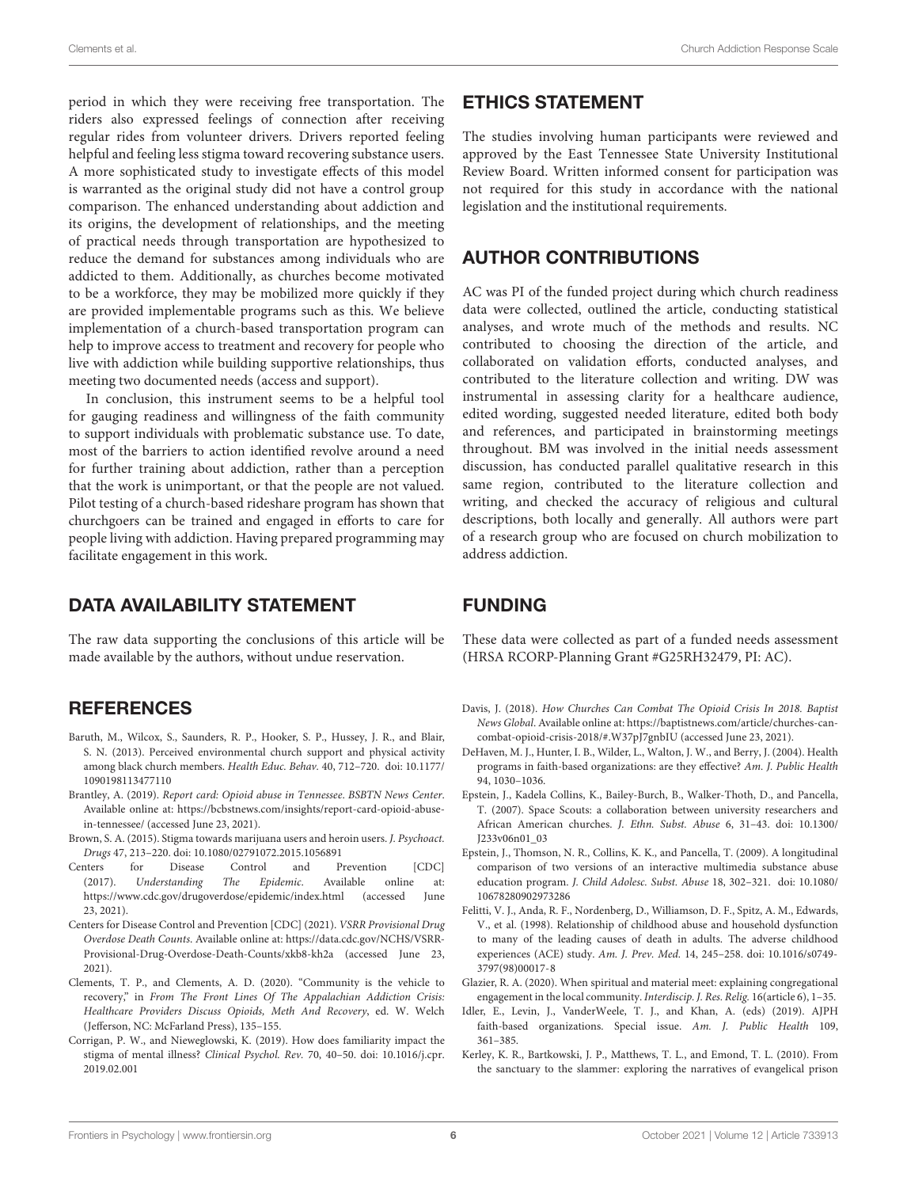period in which they were receiving free transportation. The riders also expressed feelings of connection after receiving regular rides from volunteer drivers. Drivers reported feeling helpful and feeling less stigma toward recovering substance users. A more sophisticated study to investigate effects of this model is warranted as the original study did not have a control group comparison. The enhanced understanding about addiction and its origins, the development of relationships, and the meeting of practical needs through transportation are hypothesized to reduce the demand for substances among individuals who are addicted to them. Additionally, as churches become motivated to be a workforce, they may be mobilized more quickly if they are provided implementable programs such as this. We believe implementation of a church-based transportation program can help to improve access to treatment and recovery for people who live with addiction while building supportive relationships, thus meeting two documented needs (access and support).

In conclusion, this instrument seems to be a helpful tool for gauging readiness and willingness of the faith community to support individuals with problematic substance use. To date, most of the barriers to action identified revolve around a need for further training about addiction, rather than a perception that the work is unimportant, or that the people are not valued. Pilot testing of a church-based rideshare program has shown that churchgoers can be trained and engaged in efforts to care for people living with addiction. Having prepared programming may facilitate engagement in this work.

## DATA AVAILABILITY STATEMENT

The raw data supporting the conclusions of this article will be made available by the authors, without undue reservation.

## ETHICS STATEMENT

The studies involving human participants were reviewed and approved by the East Tennessee State University Institutional Review Board. Written informed consent for participation was not required for this study in accordance with the national legislation and the institutional requirements.

## AUTHOR CONTRIBUTIONS

AC was PI of the funded project during which church readiness data were collected, outlined the article, conducting statistical analyses, and wrote much of the methods and results. NC contributed to choosing the direction of the article, and collaborated on validation efforts, conducted analyses, and contributed to the literature collection and writing. DW was instrumental in assessing clarity for a healthcare audience, edited wording, suggested needed literature, edited both body and references, and participated in brainstorming meetings throughout. BM was involved in the initial needs assessment discussion, has conducted parallel qualitative research in this same region, contributed to the literature collection and writing, and checked the accuracy of religious and cultural descriptions, both locally and generally. All authors were part of a research group who are focused on church mobilization to address addiction.

## FUNDING

These data were collected as part of a funded needs assessment (HRSA RCORP-Planning Grant #G25RH32479, PI: AC).

## REFERENCES

Baruth, M., Wilcox, S., Saunders, R. P., Hooker, S. P., Hussey, J. R., and Blair, S. N. (2013). Perceived environmental church support and physical activity among black church members. *Health Educ. Behav.* 40, 712–720. doi: 10.1177/1090198113477110

Brantley, A. (2019). *Report card: Opioid abuse in Tennessee. BSBTN News Center*. Available online at: https://bcbstnews.com/insights/report-card-opioid-abuse-in-tennessee/ (accessed June 23, 2021).

Brown, S. A. (2015). Stigma towards marijuana users and heroin users. *J. Psychoact. Drugs* 47, 213–220. doi: 10.1080/02791072.2015.1056891

Centers for Disease Control and Prevention [CDC] (2017). *Understanding The Epidemic*. Available online at: https://www.cdc.gov/drugoverdose/epidemic/index.html (accessed June 23, 2021).

Centers for Disease Control and Prevention [CDC] (2021). *VSRR Provisional Drug Overdose Death Counts*. Available online at: https://data.cdc.gov/NCHS/VSRR-Provisional-Drug-Overdose-Death-Counts/xkb8-kh2a (accessed June 23, 2021).

Clements, T. P., and Clements, A. D. (2020). "Community is the vehicle to recovery," in *From The Front Lines Of The Appalachian Addiction Crisis: Healthcare Providers Discuss Opioids, Meth And Recovery*, ed. W. Welch (Jefferson, NC: McFarland Press), 135–155.

Corrigan, P. W., and Nieweglowski, K. (2019). How does familiarity impact the stigma of mental illness? *Clinical Psychol. Rev.* 70, 40–50. doi: 10.1016/j.cpr.2019.02.001

Davis, J. (2018). *How Churches Can Combat The Opioid Crisis In 2018. Baptist News Global*. Available online at: https://baptistnews.com/article/churches-can-combat-opioid-crisis-2018/#.W37pJ7gnbIU (accessed June 23, 2021).

DeHaven, M. J., Hunter, I. B., Wilder, L., Walton, J. W., and Berry, J. (2004). Health programs in faith-based organizations: are they effective? *Am. J. Public Health* 94, 1030–1036.

Epstein, J., Kadela Collins, K., Bailey-Burch, B., Walker-Thoth, D., and Pancella, T. (2007). Space Scouts: a collaboration between university researchers and African American churches. *J. Ethn. Subst. Abuse* 6, 31–43. doi: 10.1300/J233v06n01_03

Epstein, J., Thomson, N. R., Collins, K. K., and Pancella, T. (2009). A longitudinal comparison of two versions of an interactive multimedia substance abuse education program. *J. Child Adolesc. Subst. Abuse* 18, 302–321. doi: 10.1080/10678280902973286

Felitti, V. J., Anda, R. F., Nordenberg, D., Williamson, D. F., Spitz, A. M., Edwards, V., et al. (1998). Relationship of childhood abuse and household dysfunction to many of the leading causes of death in adults. The adverse childhood experiences (ACE) study. *Am. J. Prev. Med.* 14, 245–258. doi: 10.1016/s0749-3797(98)00017-8

Glazier, R. A. (2020). When spiritual and material meet: explaining congregational engagement in the local community. *Interdiscip. J. Res. Relig.* 16(article 6), 1–35.

Idler, E., Levin, J., VanderWeele, T. J., and Khan, A. (eds) (2019). AJPH faith-based organizations. Special issue. *Am. J. Public Health* 109, 361–385.

Kerley, K. R., Bartkowski, J. P., Matthews, T. L., and Emond, T. L. (2010). From the sanctuary to the slammer: exploring the narratives of evangelical prison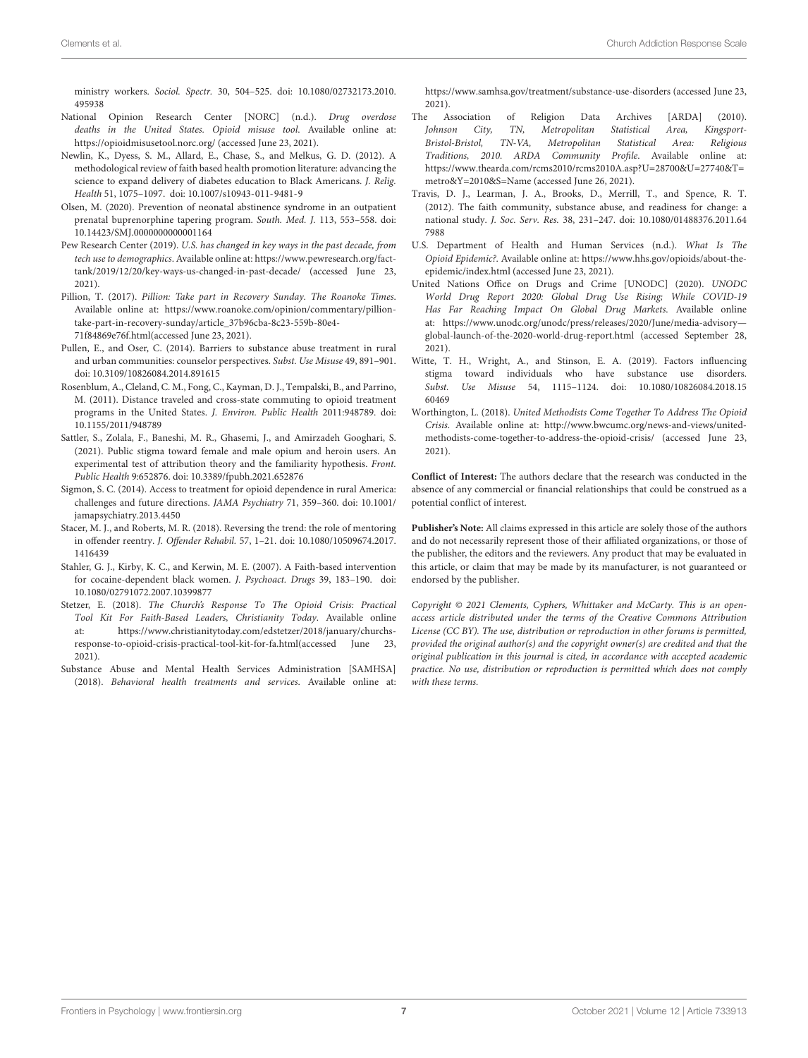ministry workers. *Sociol. Spectr.* 30, 504–525. doi: 10.1080/02732173.2010.495938

National Opinion Research Center [NORC] (n.d.). *Drug overdose deaths in the United States. Opioid misuse tool.* Available online at: https://opioidmisusetool.norc.org/ (accessed June 23, 2021).

Newlin, K., Dyess, S. M., Allard, E., Chase, S., and Melkus, G. D. (2012). A methodological review of faith based health promotion literature: advancing the science to expand delivery of diabetes education to Black Americans. *J. Relig. Health* 51, 1075–1097. doi: 10.1007/s10943-011-9481-9

Olsen, M. (2020). Prevention of neonatal abstinence syndrome in an outpatient prenatal buprenorphine tapering program. *South. Med. J.* 113, 553–558. doi: 10.14423/SMJ.0000000000001164

Pew Research Center (2019). *U.S. has changed in key ways in the past decade, from tech use to demographics*. Available online at: https://www.pewresearch.org/fact-tank/2019/12/20/key-ways-us-changed-in-past-decade/ (accessed June 23, 2021).

Pillion, T. (2017). *Pillion: Take part in Recovery Sunday. The Roanoke Times.* Available online at: https://www.roanoke.com/opinion/commentary/pillion-take-part-in-recovery-sunday/article_37b96cba-8c23-559b-80e4-71f84869e76f.html(accessed June 23, 2021).

Pullen, E., and Oser, C. (2014). Barriers to substance abuse treatment in rural and urban communities: counselor perspectives. *Subst. Use Misuse* 49, 891–901. doi: 10.3109/10826084.2014.891615

Rosenblum, A., Cleland, C. M., Fong, C., Kayman, D. J., Tempalski, B., and Parrino, M. (2011). Distance traveled and cross-state commuting to opioid treatment programs in the United States. *J. Environ. Public Health* 2011:948789. doi: 10.1155/2011/948789

Sattler, S., Zolala, F., Baneshi, M. R., Ghasemi, J., and Amirzadeh Googhari, S. (2021). Public stigma toward female and male opium and heroin users. An experimental test of attribution theory and the familiarity hypothesis. *Front. Public Health* 9:652876. doi: 10.3389/fpubh.2021.652876

Sigmon, S. C. (2014). Access to treatment for opioid dependence in rural America: challenges and future directions. *JAMA Psychiatry* 71, 359–360. doi: 10.1001/jamapsychiatry.2013.4450

Stacer, M. J., and Roberts, M. R. (2018). Reversing the trend: the role of mentoring in offender reentry. *J. Offender Rehabil.* 57, 1–21. doi: 10.1080/10509674.2017.1416439

Stahler, G. J., Kirby, K. C., and Kerwin, M. E. (2007). A Faith-based intervention for cocaine-dependent black women. *J. Psychoact. Drugs* 39, 183–190. doi: 10.1080/02791072.2007.10399877

Stetzer, E. (2018). *The Church's Response To The Opioid Crisis: Practical Tool Kit For Faith-Based Leaders, Christianity Today*. Available online at: https://www.christianitytoday.com/edstetzer/2018/january/churchs-response-to-opioid-crisis-practical-tool-kit-for-fa.html(accessed June 23, 2021).

Substance Abuse and Mental Health Services Administration [SAMHSA] (2018). *Behavioral health treatments and services*. Available online at: https://www.samhsa.gov/treatment/substance-use-disorders (accessed June 23, 2021).

The Association of Religion Data Archives [ARDA] (2010). *Johnson City, TN, Metropolitan Statistical Area, Kingsport-Bristol-Bristol, TN-VA, Metropolitan Statistical Area: Religious Traditions, 2010. ARDA Community Profile*. Available online at: https://www.thearda.com/rcms2010/rcms2010A.asp?U=28700&U=27740&T=metro&Y=2010&S=Name (accessed June 26, 2021).

Travis, D. J., Learman, J. A., Brooks, D., Merrill, T., and Spence, R. T. (2012). The faith community, substance abuse, and readiness for change: a national study. *J. Soc. Serv. Res.* 38, 231–247. doi: 10.1080/01488376.2011.647988

U.S. Department of Health and Human Services (n.d.). *What Is The Opioid Epidemic?.* Available online at: https://www.hhs.gov/opioids/about-the-epidemic/index.html (accessed June 23, 2021).

United Nations Office on Drugs and Crime [UNODC] (2020). *UNODC World Drug Report 2020: Global Drug Use Rising; While COVID-19 Has Far Reaching Impact On Global Drug Markets*. Available online at: https://www.unodc.org/unodc/press/releases/2020/June/media-advisory—global-launch-of-the-2020-world-drug-report.html (accessed September 28, 2021).

Witte, T. H., Wright, A., and Stinson, E. A. (2019). Factors influencing stigma toward individuals who have substance use disorders. *Subst. Use Misuse* 54, 1115–1124. doi: 10.1080/10826084.2018.1560469

Worthington, L. (2018). *United Methodists Come Together To Address The Opioid Crisis.* Available online at: http://www.bwcumc.org/news-and-views/united-methodists-come-together-to-address-the-opioid-crisis/ (accessed June 23, 2021).

**Conflict of Interest:** The authors declare that the research was conducted in the absence of any commercial or financial relationships that could be construed as a potential conflict of interest.

**Publisher's Note:** All claims expressed in this article are solely those of the authors and do not necessarily represent those of their affiliated organizations, or those of the publisher, the editors and the reviewers. Any product that may be evaluated in this article, or claim that may be made by its manufacturer, is not guaranteed or endorsed by the publisher.

*Copyright © 2021 Clements, Cyphers, Whittaker and McCarty. This is an open-access article distributed under the terms of the Creative Commons Attribution License (CC BY). The use, distribution or reproduction in other forums is permitted, provided the original author(s) and the copyright owner(s) are credited and that the original publication in this journal is cited, in accordance with accepted academic practice. No use, distribution or reproduction is permitted which does not comply with these terms.*